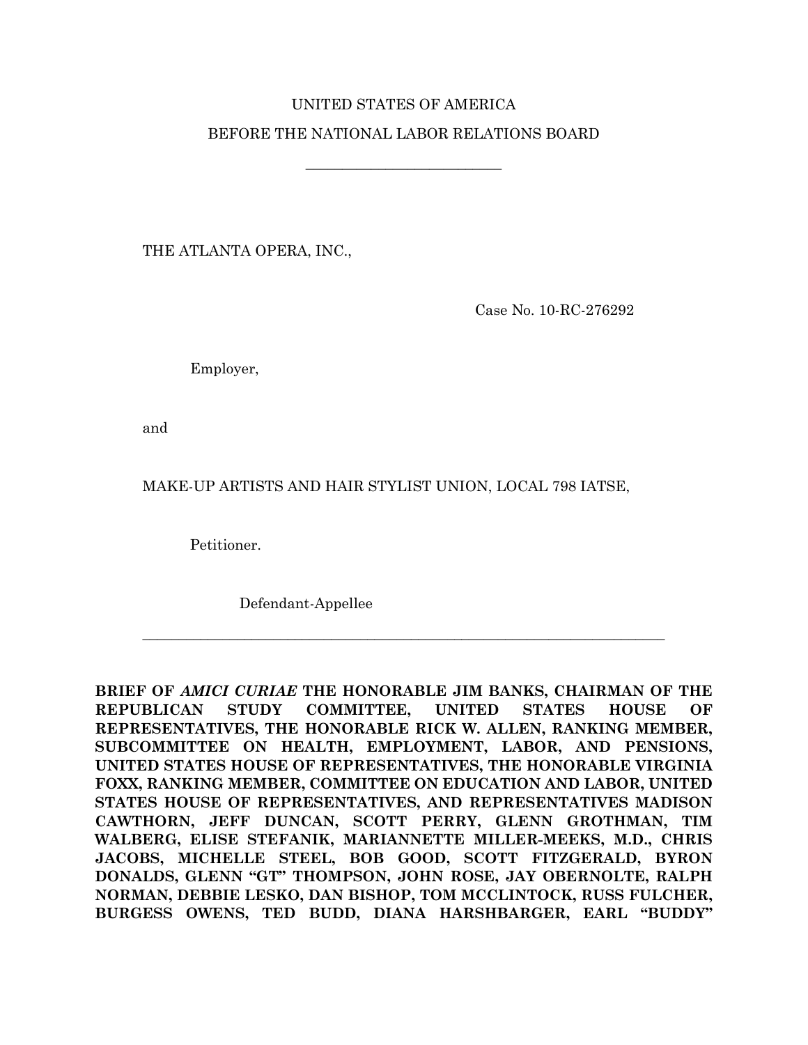UNITED STATES OF AMERICA

BEFORE THE NATIONAL LABOR RELATIONS BOARD

\_\_\_\_\_\_\_\_\_\_\_\_\_\_\_\_\_\_\_\_\_\_\_\_\_\_

THE ATLANTA OPERA, INC.,

Case No. 10-RC-276292

Employer,

and

MAKE-UP ARTISTS AND HAIR STYLIST UNION, LOCAL 798 IATSE,

Petitioner.

Defendant-Appellee

\_\_\_\_\_\_\_\_\_\_\_\_\_\_\_\_\_\_\_\_\_\_\_\_\_\_\_\_\_\_\_\_\_\_\_\_\_\_\_\_\_\_\_\_\_\_\_\_\_\_\_\_\_\_\_\_\_\_\_\_\_\_\_\_\_\_\_\_\_\_\_\_

**BRIEF OF *AMICI CURIAE* THE HONORABLE JIM BANKS, CHAIRMAN OF THE REPUBLICAN STUDY COMMITTEE, UNITED STATES HOUSE OF REPRESENTATIVES, THE HONORABLE RICK W. ALLEN, RANKING MEMBER, SUBCOMMITTEE ON HEALTH, EMPLOYMENT, LABOR, AND PENSIONS, UNITED STATES HOUSE OF REPRESENTATIVES, THE HONORABLE VIRGINIA FOXX, RANKING MEMBER, COMMITTEE ON EDUCATION AND LABOR, UNITED STATES HOUSE OF REPRESENTATIVES, AND REPRESENTATIVES MADISON CAWTHORN, JEFF DUNCAN, SCOTT PERRY, GLENN GROTHMAN, TIM WALBERG, ELISE STEFANIK, MARIANNETTE MILLER-MEEKS, M.D., CHRIS JACOBS, MICHELLE STEEL, BOB GOOD, SCOTT FITZGERALD, BYRON DONALDS, GLENN "GT" THOMPSON, JOHN ROSE, JAY OBERNOLTE, RALPH NORMAN, DEBBIE LESKO, DAN BISHOP, TOM MCCLINTOCK, RUSS FULCHER, BURGESS OWENS, TED BUDD, DIANA HARSHBARGER, EARL "BUDDY"**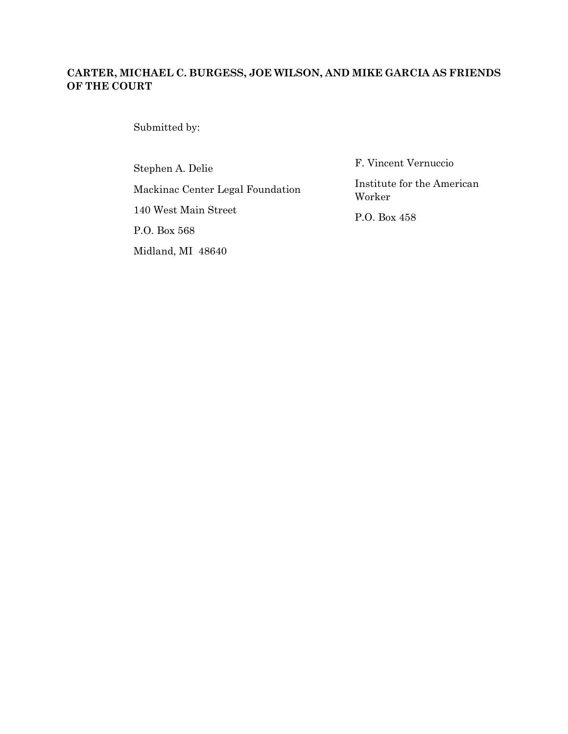**CARTER, MICHAEL C. BURGESS, JOE WILSON, AND MIKE GARCIA AS FRIENDS OF THE COURT**

Submitted by:

Stephen A. Delie

Mackinac Center Legal Foundation

140 West Main Street

P.O. Box 568

Midland, MI 48640

F. Vincent Vernuccio

Institute for the American Worker

P.O. Box 458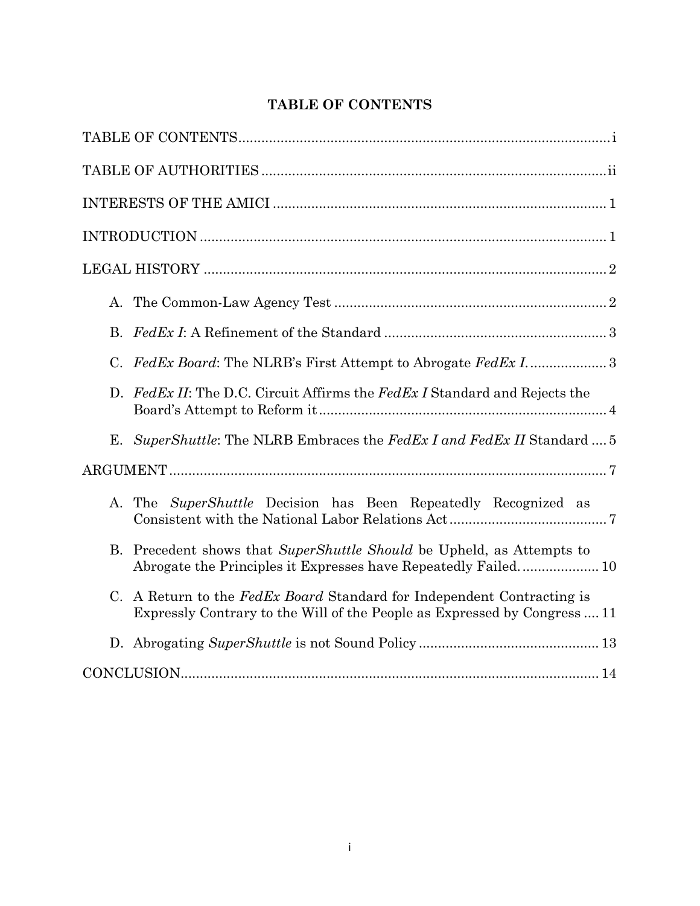# TABLE OF CONTENTS

TABLE OF CONTENTS .................................................................................................. i

TABLE OF AUTHORITIES ......................................................................................... ii

INTERESTS OF THE AMICI ....................................................................................... 1

INTRODUCTION .......................................................................................................... 1

LEGAL HISTORY .......................................................................................................... 2

- A. The Common-Law Agency Test ........................................................................ 2
- B. *FedEx I*: A Refinement of the Standard ........................................................... 3
- C. *FedEx Board*: The NLRB's First Attempt to Abrogate *FedEx I*. ..................... 3
- D. *FedEx II*: The D.C. Circuit Affirms the *FedEx I* Standard and Rejects the Board's Attempt to Reform it ............................................................................ 4
- E. *SuperShuttle*: The NLRB Embraces the *FedEx I and FedEx II* Standard .... 5

ARGUMENT .................................................................................................................. 7

- A. The *SuperShuttle* Decision has Been Repeatedly Recognized as Consistent with the National Labor Relations Act ......................................... 7
- B. Precedent shows that *SuperShuttle Should* be Upheld, as Attempts to Abrogate the Principles it Expresses have Repeatedly Failed. .................... 10
- C. A Return to the *FedEx Board* Standard for Independent Contracting is Expressly Contrary to the Will of the People as Expressed by Congress .... 11
- D. Abrogating *SuperShuttle* is not Sound Policy ............................................... 13

CONCLUSION ............................................................................................................. 14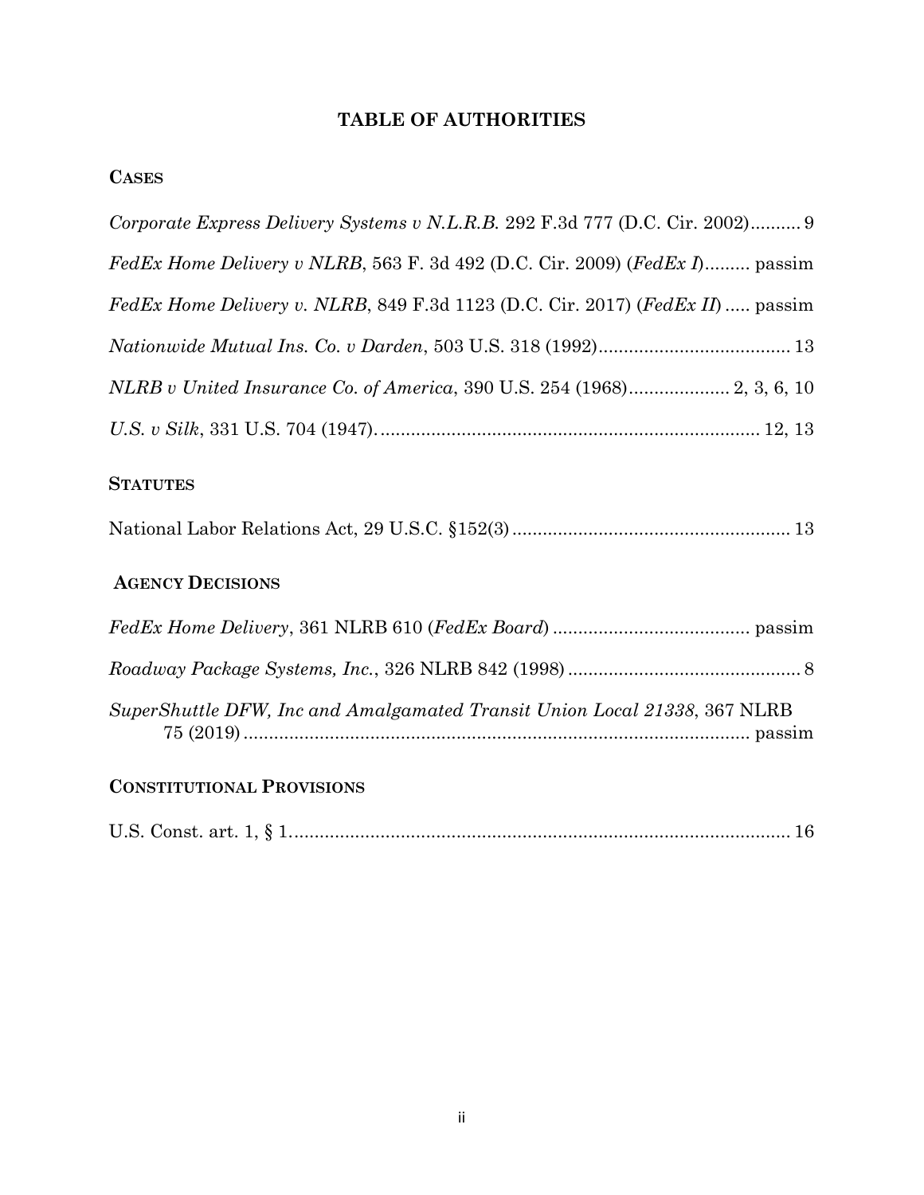# TABLE OF AUTHORITIES

## CASES

*Corporate Express Delivery Systems v N.L.R.B.* 292 F.3d 777 (D.C. Cir. 2002).......... 9

*FedEx Home Delivery v NLRB*, 563 F. 3d 492 (D.C. Cir. 2009) (*FedEx I*)......... passim

*FedEx Home Delivery v. NLRB*, 849 F.3d 1123 (D.C. Cir. 2017) (*FedEx II*) ..... passim

*Nationwide Mutual Ins. Co. v Darden*, 503 U.S. 318 (1992)...................................... 13

*NLRB v United Insurance Co. of America*, 390 U.S. 254 (1968).................... 2, 3, 6, 10

*U.S. v Silk*, 331 U.S. 704 (1947).......................................................................... 12, 13

## STATUTES

National Labor Relations Act, 29 U.S.C. §152(3) ...................................................... 13

## AGENCY DECISIONS

*FedEx Home Delivery*, 361 NLRB 610 (*FedEx Board*) ....................................... passim

*Roadway Package Systems, Inc.*, 326 NLRB 842 (1998) .............................................. 8

*SuperShuttle DFW, Inc and Amalgamated Transit Union Local 21338*, 367 NLRB 75 (2019) .................................................................................................... passim

## CONSTITUTIONAL PROVISIONS

U.S. Const. art. 1, § 1.................................................................................................. 16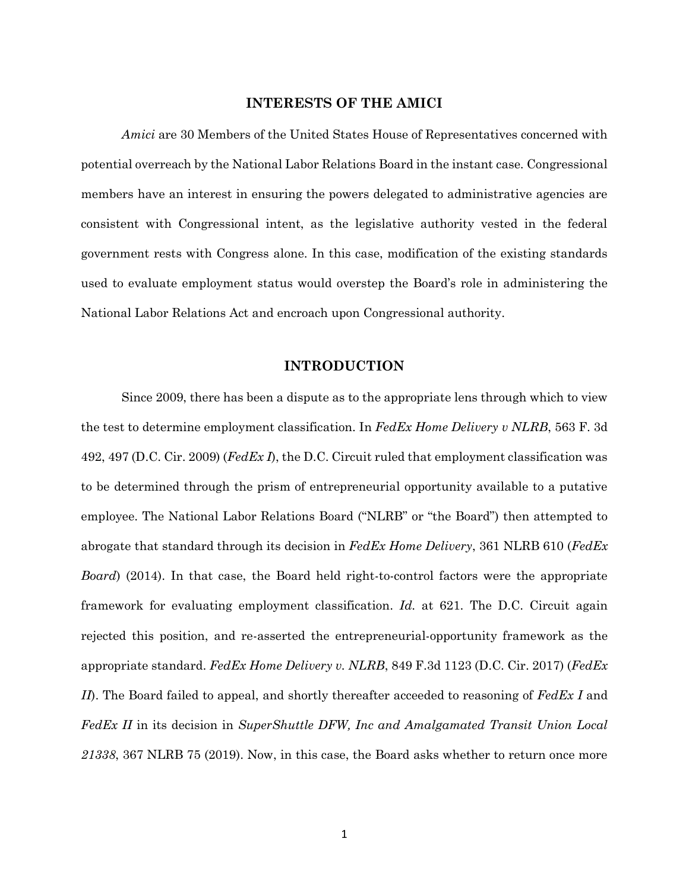## INTERESTS OF THE AMICI

*Amici* are 30 Members of the United States House of Representatives concerned with potential overreach by the National Labor Relations Board in the instant case. Congressional members have an interest in ensuring the powers delegated to administrative agencies are consistent with Congressional intent, as the legislative authority vested in the federal government rests with Congress alone. In this case, modification of the existing standards used to evaluate employment status would overstep the Board's role in administering the National Labor Relations Act and encroach upon Congressional authority.

## INTRODUCTION

Since 2009, there has been a dispute as to the appropriate lens through which to view the test to determine employment classification. In *FedEx Home Delivery v NLRB*, 563 F. 3d 492, 497 (D.C. Cir. 2009) (*FedEx I*), the D.C. Circuit ruled that employment classification was to be determined through the prism of entrepreneurial opportunity available to a putative employee. The National Labor Relations Board ("NLRB" or "the Board") then attempted to abrogate that standard through its decision in *FedEx Home Delivery*, 361 NLRB 610 (*FedEx Board*) (2014). In that case, the Board held right-to-control factors were the appropriate framework for evaluating employment classification. *Id.* at 621. The D.C. Circuit again rejected this position, and re-asserted the entrepreneurial-opportunity framework as the appropriate standard. *FedEx Home Delivery v. NLRB*, 849 F.3d 1123 (D.C. Cir. 2017) (*FedEx II*). The Board failed to appeal, and shortly thereafter acceeded to reasoning of *FedEx I* and *FedEx II* in its decision in *SuperShuttle DFW, Inc and Amalgamated Transit Union Local 21338*, 367 NLRB 75 (2019). Now, in this case, the Board asks whether to return once more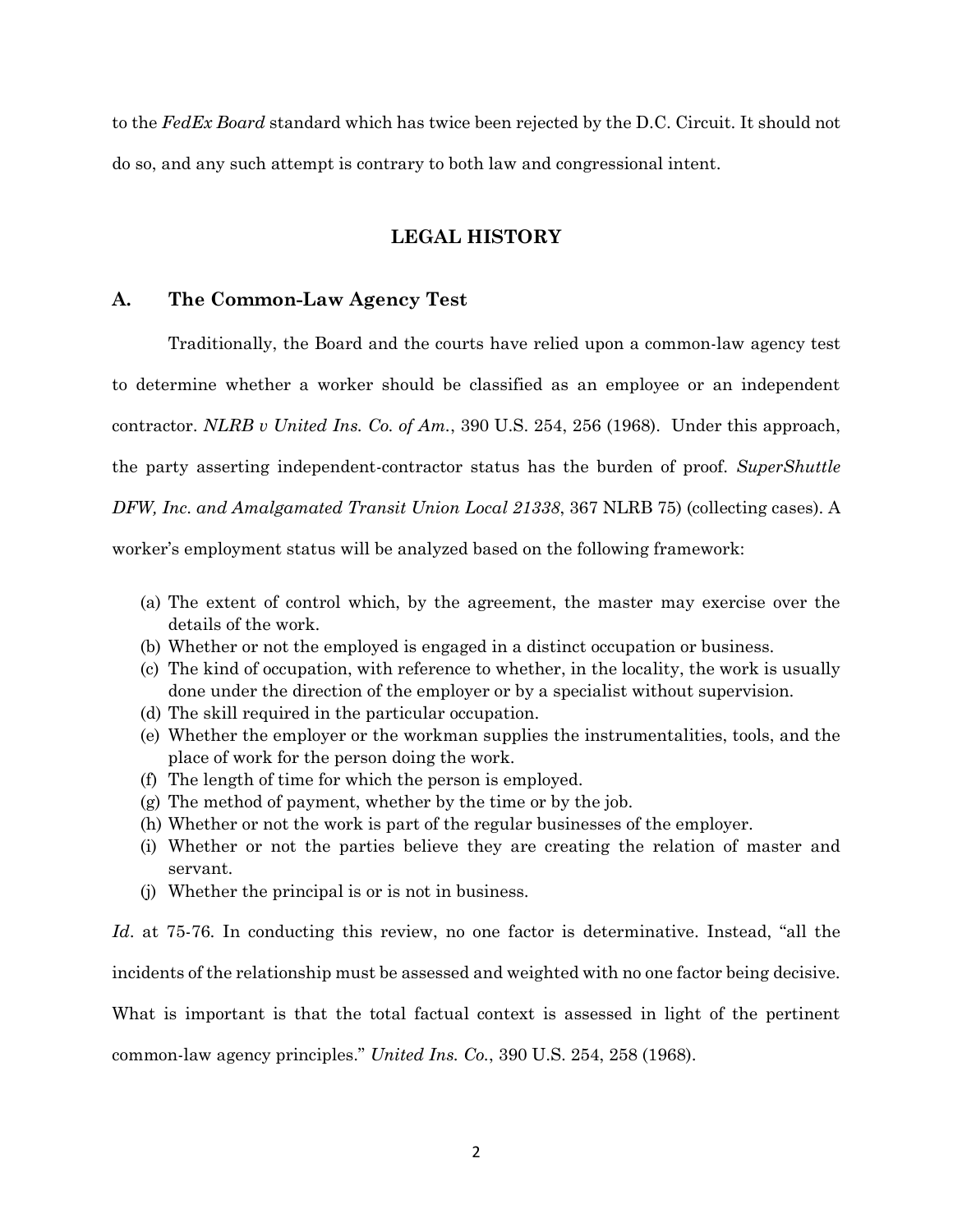to the *FedEx Board* standard which has twice been rejected by the D.C. Circuit. It should not do so, and any such attempt is contrary to both law and congressional intent.

## LEGAL HISTORY

### A. The Common-Law Agency Test

Traditionally, the Board and the courts have relied upon a common-law agency test to determine whether a worker should be classified as an employee or an independent contractor. *NLRB v United Ins. Co. of Am.*, 390 U.S. 254, 256 (1968). Under this approach, the party asserting independent-contractor status has the burden of proof. *SuperShuttle DFW, Inc. and Amalgamated Transit Union Local 21338*, 367 NLRB 75) (collecting cases). A worker's employment status will be analyzed based on the following framework:

(a) The extent of control which, by the agreement, the master may exercise over the details of the work.
(b) Whether or not the employed is engaged in a distinct occupation or business.
(c) The kind of occupation, with reference to whether, in the locality, the work is usually done under the direction of the employer or by a specialist without supervision.
(d) The skill required in the particular occupation.
(e) Whether the employer or the workman supplies the instrumentalities, tools, and the place of work for the person doing the work.
(f) The length of time for which the person is employed.
(g) The method of payment, whether by the time or by the job.
(h) Whether or not the work is part of the regular businesses of the employer.
(i) Whether or not the parties believe they are creating the relation of master and servant.
(j) Whether the principal is or is not in business.

*Id*. at 75-76. In conducting this review, no one factor is determinative. Instead, "all the incidents of the relationship must be assessed and weighted with no one factor being decisive. What is important is that the total factual context is assessed in light of the pertinent common-law agency principles." *United Ins. Co.*, 390 U.S. 254, 258 (1968).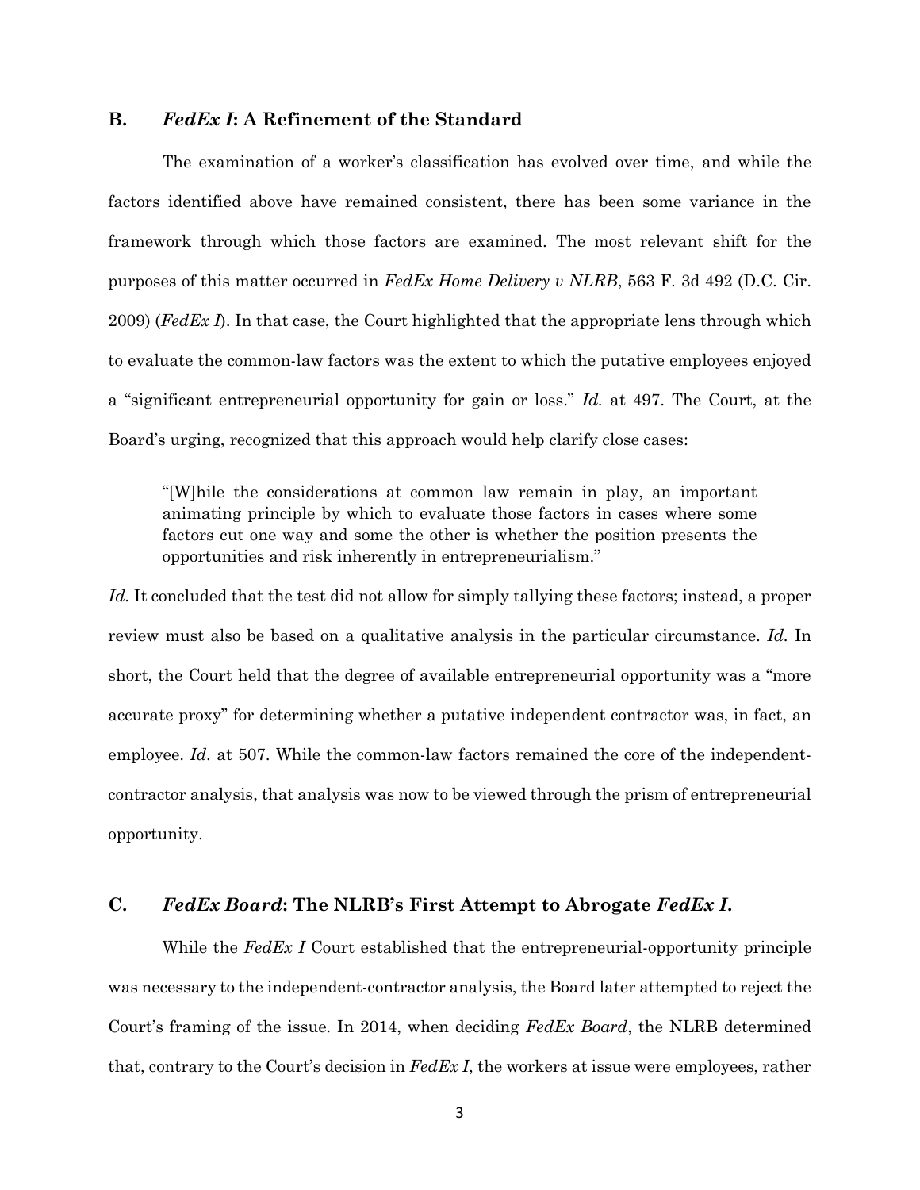### B. *FedEx I*: A Refinement of the Standard

The examination of a worker's classification has evolved over time, and while the factors identified above have remained consistent, there has been some variance in the framework through which those factors are examined. The most relevant shift for the purposes of this matter occurred in *FedEx Home Delivery v NLRB*, 563 F. 3d 492 (D.C. Cir. 2009) (*FedEx I*). In that case, the Court highlighted that the appropriate lens through which to evaluate the common-law factors was the extent to which the putative employees enjoyed a "significant entrepreneurial opportunity for gain or loss." *Id.* at 497. The Court, at the Board's urging, recognized that this approach would help clarify close cases:

> "[W]hile the considerations at common law remain in play, an important animating principle by which to evaluate those factors in cases where some factors cut one way and some the other is whether the position presents the opportunities and risk inherently in entrepreneurialism."

*Id.* It concluded that the test did not allow for simply tallying these factors; instead, a proper review must also be based on a qualitative analysis in the particular circumstance. *Id.* In short, the Court held that the degree of available entrepreneurial opportunity was a "more accurate proxy" for determining whether a putative independent contractor was, in fact, an employee. *Id.* at 507. While the common-law factors remained the core of the independent-contractor analysis, that analysis was now to be viewed through the prism of entrepreneurial opportunity.

### C. *FedEx Board*: The NLRB's First Attempt to Abrogate *FedEx I*.

While the *FedEx I* Court established that the entrepreneurial-opportunity principle was necessary to the independent-contractor analysis, the Board later attempted to reject the Court's framing of the issue. In 2014, when deciding *FedEx Board*, the NLRB determined that, contrary to the Court's decision in *FedEx I*, the workers at issue were employees, rather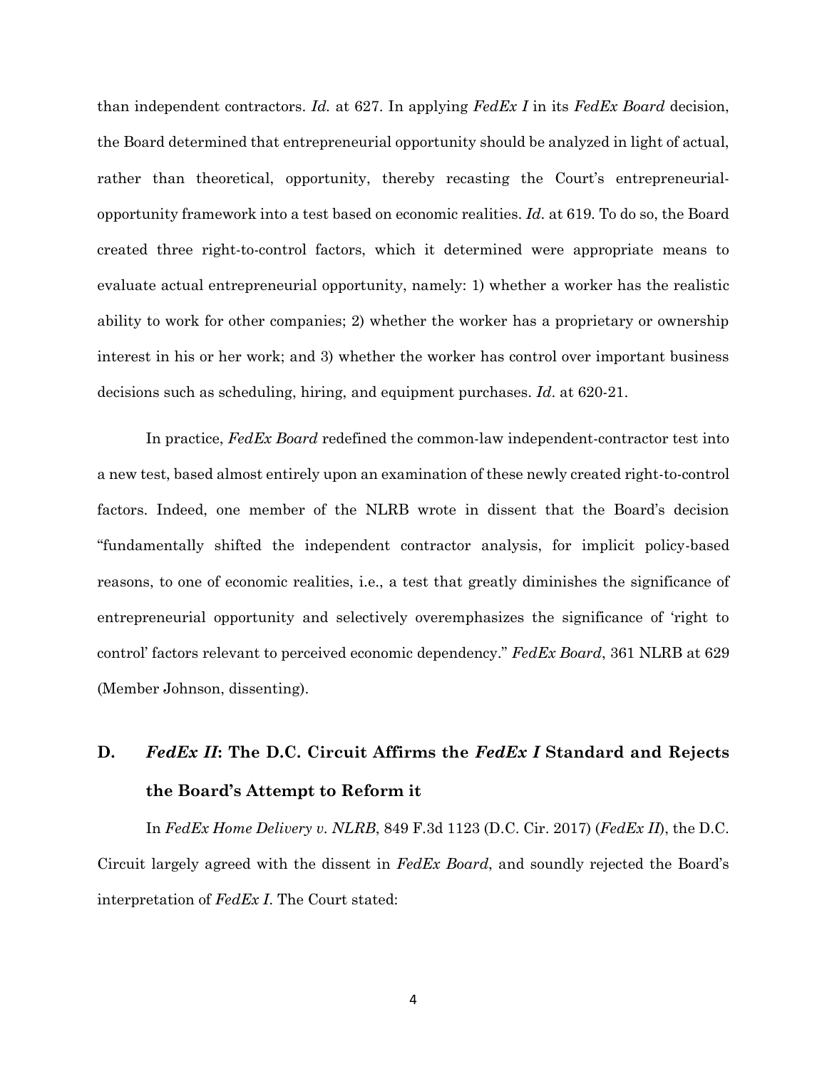than independent contractors. *Id.* at 627. In applying *FedEx I* in its *FedEx Board* decision, the Board determined that entrepreneurial opportunity should be analyzed in light of actual, rather than theoretical, opportunity, thereby recasting the Court's entrepreneurial-opportunity framework into a test based on economic realities. *Id.* at 619. To do so, the Board created three right-to-control factors, which it determined were appropriate means to evaluate actual entrepreneurial opportunity, namely: 1) whether a worker has the realistic ability to work for other companies; 2) whether the worker has a proprietary or ownership interest in his or her work; and 3) whether the worker has control over important business decisions such as scheduling, hiring, and equipment purchases. *Id*. at 620-21.

In practice, *FedEx Board* redefined the common-law independent-contractor test into a new test, based almost entirely upon an examination of these newly created right-to-control factors. Indeed, one member of the NLRB wrote in dissent that the Board's decision "fundamentally shifted the independent contractor analysis, for implicit policy-based reasons, to one of economic realities, i.e., a test that greatly diminishes the significance of entrepreneurial opportunity and selectively overemphasizes the significance of 'right to control' factors relevant to perceived economic dependency." *FedEx Board*, 361 NLRB at 629 (Member Johnson, dissenting).

## D. *FedEx II*: The D.C. Circuit Affirms the *FedEx I* Standard and Rejects the Board's Attempt to Reform it

In *FedEx Home Delivery v. NLRB*, 849 F.3d 1123 (D.C. Cir. 2017) (*FedEx II*), the D.C. Circuit largely agreed with the dissent in *FedEx Board*, and soundly rejected the Board's interpretation of *FedEx I*. The Court stated: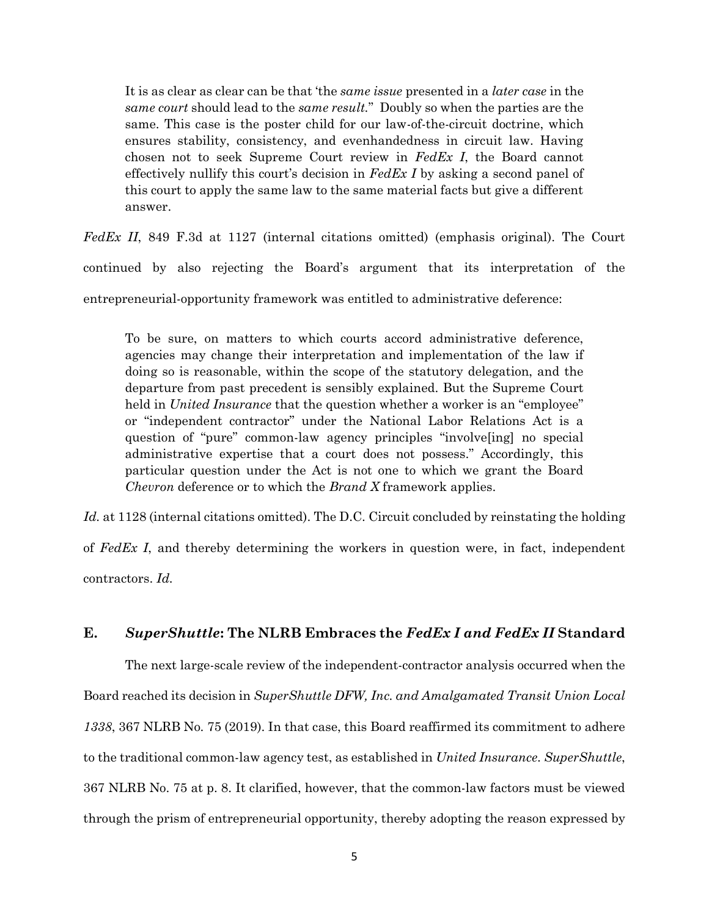> It is as clear as clear can be that 'the *same issue* presented in a *later case* in the *same court* should lead to the *same result*." Doubly so when the parties are the same. This case is the poster child for our law-of-the-circuit doctrine, which ensures stability, consistency, and evenhandedness in circuit law. Having chosen not to seek Supreme Court review in *FedEx I*, the Board cannot effectively nullify this court's decision in *FedEx I* by asking a second panel of this court to apply the same law to the same material facts but give a different answer.

*FedEx II*, 849 F.3d at 1127 (internal citations omitted) (emphasis original). The Court continued by also rejecting the Board's argument that its interpretation of the entrepreneurial-opportunity framework was entitled to administrative deference:

> To be sure, on matters to which courts accord administrative deference, agencies may change their interpretation and implementation of the law if doing so is reasonable, within the scope of the statutory delegation, and the departure from past precedent is sensibly explained. But the Supreme Court held in *United Insurance* that the question whether a worker is an "employee" or "independent contractor" under the National Labor Relations Act is a question of "pure" common-law agency principles "involve[ing] no special administrative expertise that a court does not possess." Accordingly, this particular question under the Act is not one to which we grant the Board *Chevron* deference or to which the *Brand X* framework applies.

*Id.* at 1128 (internal citations omitted). The D.C. Circuit concluded by reinstating the holding of *FedEx I*, and thereby determining the workers in question were, in fact, independent contractors. *Id.*

## E. *SuperShuttle*: The NLRB Embraces the *FedEx I and FedEx II* Standard

The next large-scale review of the independent-contractor analysis occurred when the Board reached its decision in *SuperShuttle DFW, Inc. and Amalgamated Transit Union Local 1338*, 367 NLRB No. 75 (2019). In that case, this Board reaffirmed its commitment to adhere to the traditional common-law agency test, as established in *United Insurance*. *SuperShuttle*, 367 NLRB No. 75 at p. 8. It clarified, however, that the common-law factors must be viewed through the prism of entrepreneurial opportunity, thereby adopting the reason expressed by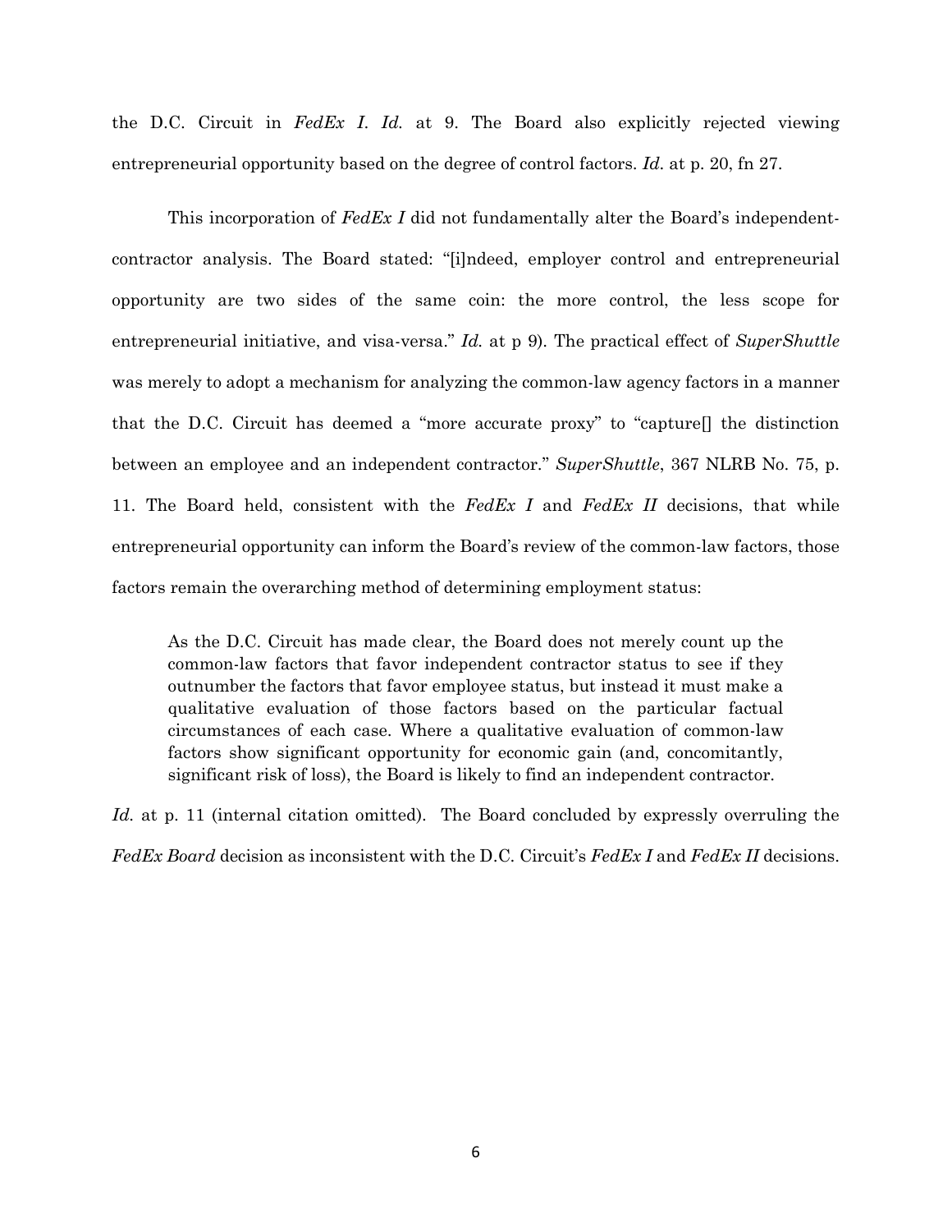the D.C. Circuit in *FedEx I*. *Id.* at 9. The Board also explicitly rejected viewing entrepreneurial opportunity based on the degree of control factors. *Id.* at p. 20, fn 27.

This incorporation of *FedEx I* did not fundamentally alter the Board's independent-contractor analysis. The Board stated: "[i]ndeed, employer control and entrepreneurial opportunity are two sides of the same coin: the more control, the less scope for entrepreneurial initiative, and visa-versa." *Id.* at p 9). The practical effect of *SuperShuttle* was merely to adopt a mechanism for analyzing the common-law agency factors in a manner that the D.C. Circuit has deemed a "more accurate proxy" to "capture[] the distinction between an employee and an independent contractor." *SuperShuttle*, 367 NLRB No. 75, p. 11. The Board held, consistent with the *FedEx I* and *FedEx II* decisions, that while entrepreneurial opportunity can inform the Board's review of the common-law factors, those factors remain the overarching method of determining employment status:

> As the D.C. Circuit has made clear, the Board does not merely count up the common-law factors that favor independent contractor status to see if they outnumber the factors that favor employee status, but instead it must make a qualitative evaluation of those factors based on the particular factual circumstances of each case. Where a qualitative evaluation of common-law factors show significant opportunity for economic gain (and, concomitantly, significant risk of loss), the Board is likely to find an independent contractor.

*Id.* at p. 11 (internal citation omitted). The Board concluded by expressly overruling the *FedEx Board* decision as inconsistent with the D.C. Circuit's *FedEx I* and *FedEx II* decisions.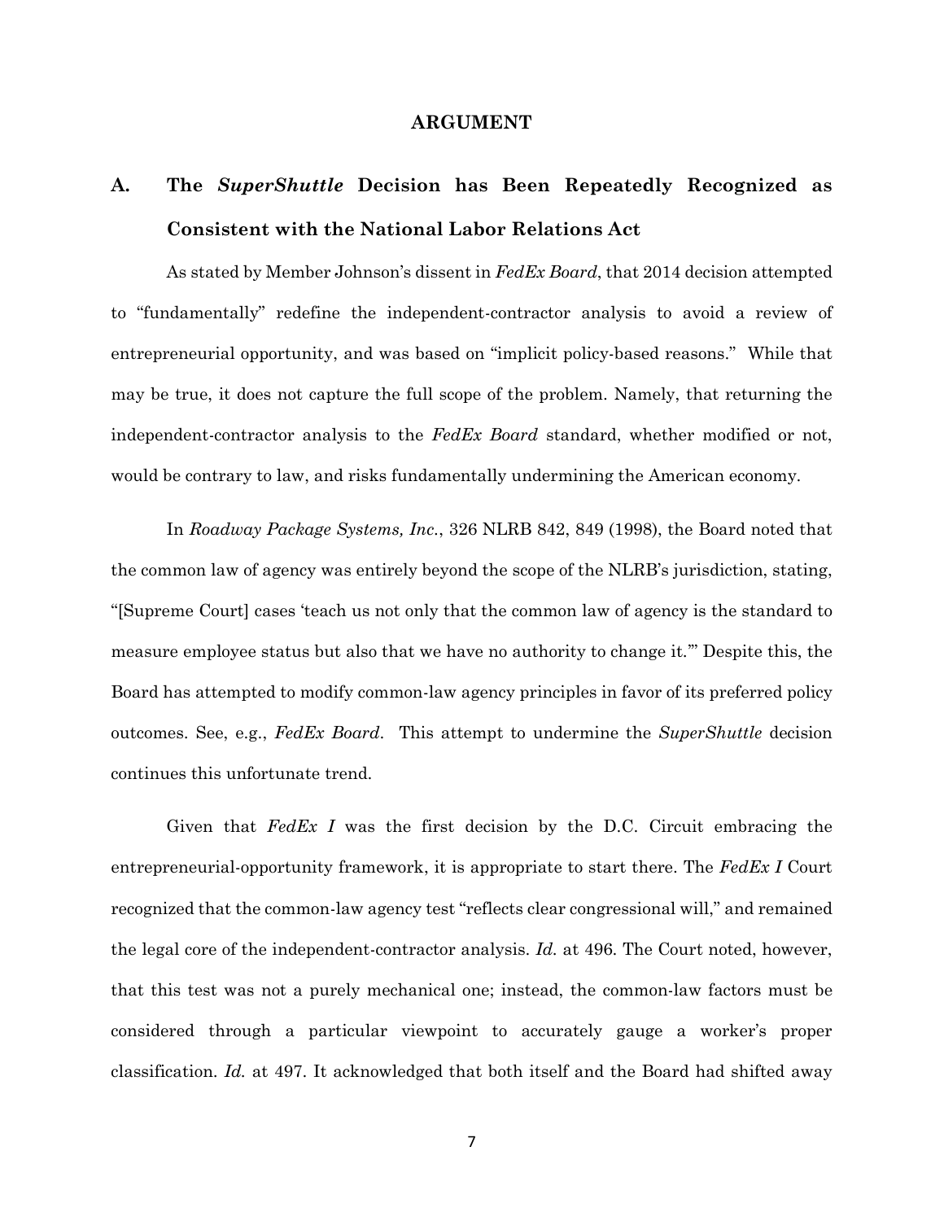# ARGUMENT

## A. The *SuperShuttle* Decision has Been Repeatedly Recognized as Consistent with the National Labor Relations Act

As stated by Member Johnson's dissent in *FedEx Board*, that 2014 decision attempted to "fundamentally" redefine the independent-contractor analysis to avoid a review of entrepreneurial opportunity, and was based on "implicit policy-based reasons." While that may be true, it does not capture the full scope of the problem. Namely, that returning the independent-contractor analysis to the *FedEx Board* standard, whether modified or not, would be contrary to law, and risks fundamentally undermining the American economy.

In *Roadway Package Systems, Inc.*, 326 NLRB 842, 849 (1998), the Board noted that the common law of agency was entirely beyond the scope of the NLRB's jurisdiction, stating, "[Supreme Court] cases 'teach us not only that the common law of agency is the standard to measure employee status but also that we have no authority to change it.'" Despite this, the Board has attempted to modify common-law agency principles in favor of its preferred policy outcomes. See, e.g., *FedEx Board*. This attempt to undermine the *SuperShuttle* decision continues this unfortunate trend.

Given that *FedEx I* was the first decision by the D.C. Circuit embracing the entrepreneurial-opportunity framework, it is appropriate to start there. The *FedEx I* Court recognized that the common-law agency test "reflects clear congressional will," and remained the legal core of the independent-contractor analysis. *Id.* at 496. The Court noted, however, that this test was not a purely mechanical one; instead, the common-law factors must be considered through a particular viewpoint to accurately gauge a worker's proper classification. *Id.* at 497. It acknowledged that both itself and the Board had shifted away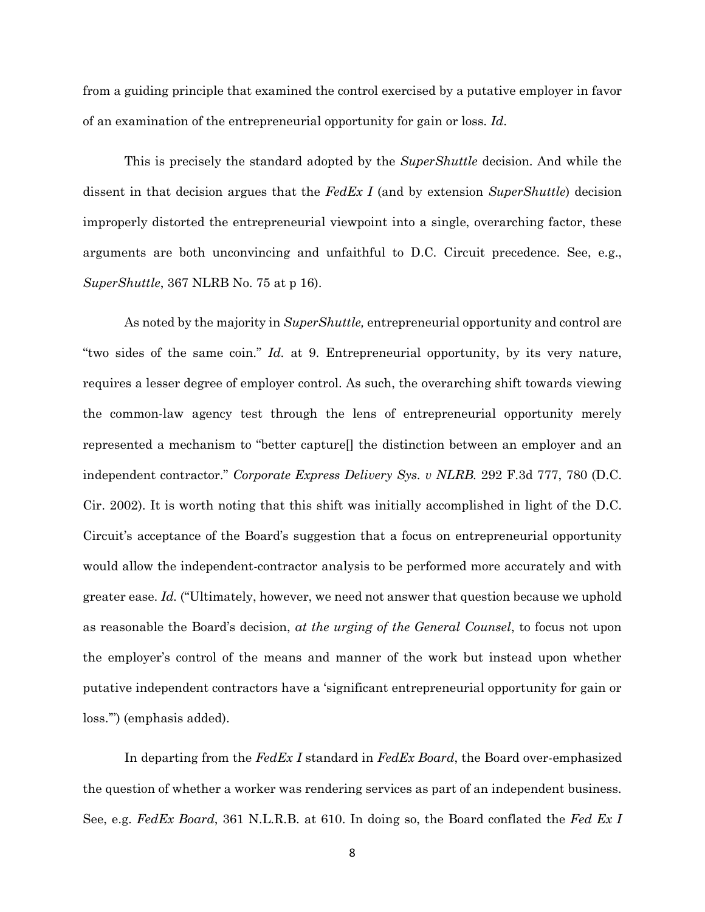from a guiding principle that examined the control exercised by a putative employer in favor of an examination of the entrepreneurial opportunity for gain or loss. *Id*.

This is precisely the standard adopted by the *SuperShuttle* decision. And while the dissent in that decision argues that the *FedEx I* (and by extension *SuperShuttle*) decision improperly distorted the entrepreneurial viewpoint into a single, overarching factor, these arguments are both unconvincing and unfaithful to D.C. Circuit precedence. See, e.g., *SuperShuttle*, 367 NLRB No. 75 at p 16).

As noted by the majority in *SuperShuttle,* entrepreneurial opportunity and control are "two sides of the same coin." *Id.* at 9. Entrepreneurial opportunity, by its very nature, requires a lesser degree of employer control. As such, the overarching shift towards viewing the common-law agency test through the lens of entrepreneurial opportunity merely represented a mechanism to "better capture[] the distinction between an employer and an independent contractor." *Corporate Express Delivery Sys. v NLRB.* 292 F.3d 777, 780 (D.C. Cir. 2002). It is worth noting that this shift was initially accomplished in light of the D.C. Circuit's acceptance of the Board's suggestion that a focus on entrepreneurial opportunity would allow the independent-contractor analysis to be performed more accurately and with greater ease. *Id.* ("Ultimately, however, we need not answer that question because we uphold as reasonable the Board's decision, *at the urging of the General Counsel*, to focus not upon the employer's control of the means and manner of the work but instead upon whether putative independent contractors have a 'significant entrepreneurial opportunity for gain or loss.'") (emphasis added).

In departing from the *FedEx I* standard in *FedEx Board*, the Board over-emphasized the question of whether a worker was rendering services as part of an independent business. See, e.g. *FedEx Board*, 361 N.L.R.B. at 610. In doing so, the Board conflated the *Fed Ex I*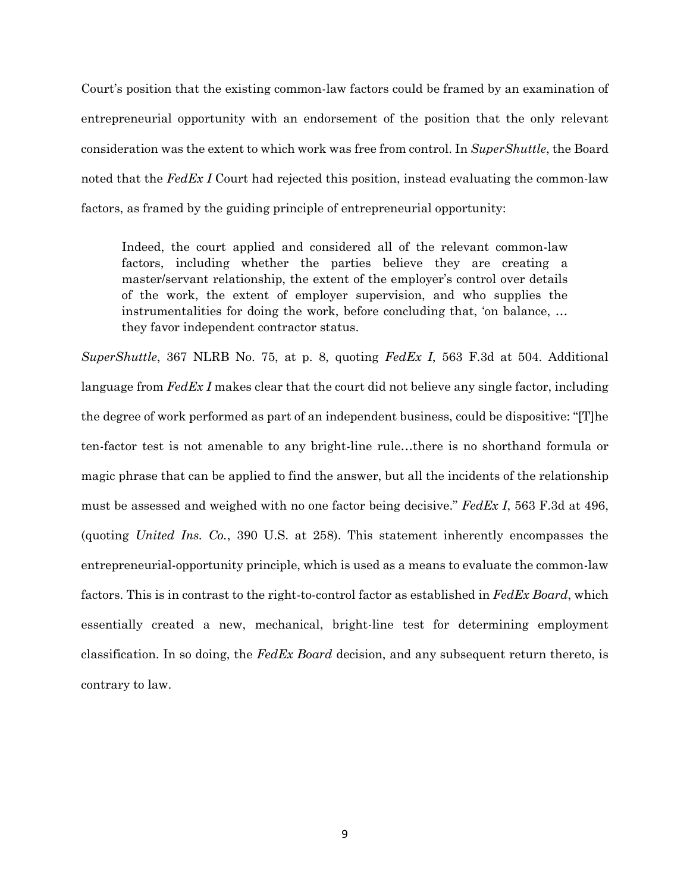Court's position that the existing common-law factors could be framed by an examination of entrepreneurial opportunity with an endorsement of the position that the only relevant consideration was the extent to which work was free from control. In *SuperShuttle*, the Board noted that the *FedEx I* Court had rejected this position, instead evaluating the common-law factors, as framed by the guiding principle of entrepreneurial opportunity:

> Indeed, the court applied and considered all of the relevant common-law factors, including whether the parties believe they are creating a master/servant relationship, the extent of the employer's control over details of the work, the extent of employer supervision, and who supplies the instrumentalities for doing the work, before concluding that, 'on balance, … they favor independent contractor status.

*SuperShuttle*, 367 NLRB No. 75, at p. 8, quoting *FedEx I*, 563 F.3d at 504. Additional language from *FedEx I* makes clear that the court did not believe any single factor, including the degree of work performed as part of an independent business, could be dispositive: "[T]he ten-factor test is not amenable to any bright-line rule…there is no shorthand formula or magic phrase that can be applied to find the answer, but all the incidents of the relationship must be assessed and weighed with no one factor being decisive." *FedEx I*, 563 F.3d at 496, (quoting *United Ins. Co.*, 390 U.S. at 258). This statement inherently encompasses the entrepreneurial-opportunity principle, which is used as a means to evaluate the common-law factors. This is in contrast to the right-to-control factor as established in *FedEx Board*, which essentially created a new, mechanical, bright-line test for determining employment classification. In so doing, the *FedEx Board* decision, and any subsequent return thereto, is contrary to law.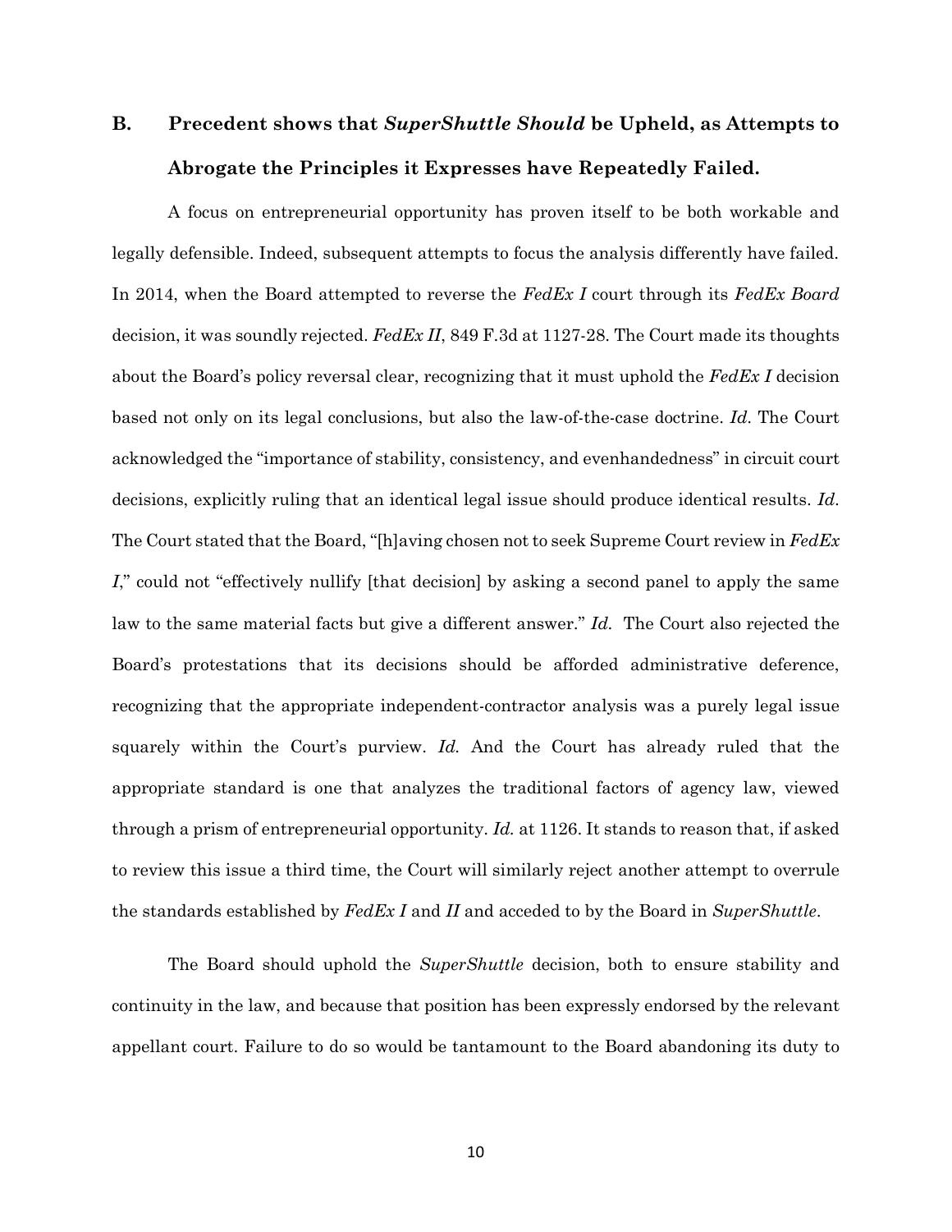### B. Precedent shows that *SuperShuttle Should* be Upheld, as Attempts to Abrogate the Principles it Expresses have Repeatedly Failed.

A focus on entrepreneurial opportunity has proven itself to be both workable and legally defensible. Indeed, subsequent attempts to focus the analysis differently have failed. In 2014, when the Board attempted to reverse the *FedEx I* court through its *FedEx Board* decision, it was soundly rejected. *FedEx II*, 849 F.3d at 1127-28. The Court made its thoughts about the Board's policy reversal clear, recognizing that it must uphold the *FedEx I* decision based not only on its legal conclusions, but also the law-of-the-case doctrine. *Id.* The Court acknowledged the "importance of stability, consistency, and evenhandedness" in circuit court decisions, explicitly ruling that an identical legal issue should produce identical results. *Id.* The Court stated that the Board, "[h]aving chosen not to seek Supreme Court review in *FedEx I*," could not "effectively nullify [that decision] by asking a second panel to apply the same law to the same material facts but give a different answer." *Id.* The Court also rejected the Board's protestations that its decisions should be afforded administrative deference, recognizing that the appropriate independent-contractor analysis was a purely legal issue squarely within the Court's purview. *Id.* And the Court has already ruled that the appropriate standard is one that analyzes the traditional factors of agency law, viewed through a prism of entrepreneurial opportunity. *Id.* at 1126. It stands to reason that, if asked to review this issue a third time, the Court will similarly reject another attempt to overrule the standards established by *FedEx I* and *II* and acceded to by the Board in *SuperShuttle*.

The Board should uphold the *SuperShuttle* decision, both to ensure stability and continuity in the law, and because that position has been expressly endorsed by the relevant appellant court. Failure to do so would be tantamount to the Board abandoning its duty to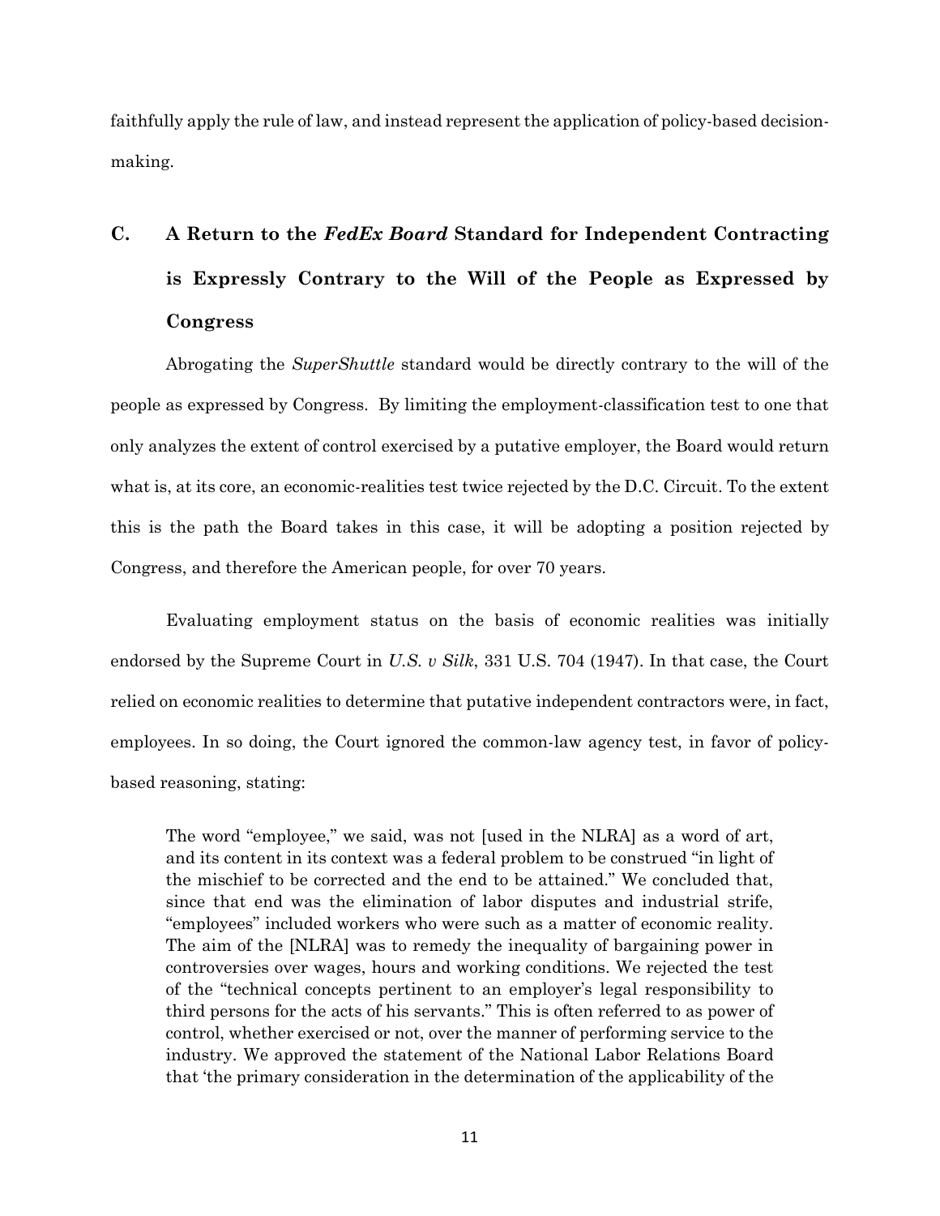faithfully apply the rule of law, and instead represent the application of policy-based decision-making.

## C. A Return to the *FedEx Board* Standard for Independent Contracting is Expressly Contrary to the Will of the People as Expressed by Congress

Abrogating the *SuperShuttle* standard would be directly contrary to the will of the people as expressed by Congress. By limiting the employment-classification test to one that only analyzes the extent of control exercised by a putative employer, the Board would return what is, at its core, an economic-realities test twice rejected by the D.C. Circuit. To the extent this is the path the Board takes in this case, it will be adopting a position rejected by Congress, and therefore the American people, for over 70 years.

Evaluating employment status on the basis of economic realities was initially endorsed by the Supreme Court in *U.S. v Silk*, 331 U.S. 704 (1947). In that case, the Court relied on economic realities to determine that putative independent contractors were, in fact, employees. In so doing, the Court ignored the common-law agency test, in favor of policy-based reasoning, stating:

> The word "employee," we said, was not [used in the NLRA] as a word of art, and its content in its context was a federal problem to be construed "in light of the mischief to be corrected and the end to be attained." We concluded that, since that end was the elimination of labor disputes and industrial strife, "employees" included workers who were such as a matter of economic reality. The aim of the [NLRA] was to remedy the inequality of bargaining power in controversies over wages, hours and working conditions. We rejected the test of the "technical concepts pertinent to an employer's legal responsibility to third persons for the acts of his servants." This is often referred to as power of control, whether exercised or not, over the manner of performing service to the industry. We approved the statement of the National Labor Relations Board that 'the primary consideration in the determination of the applicability of the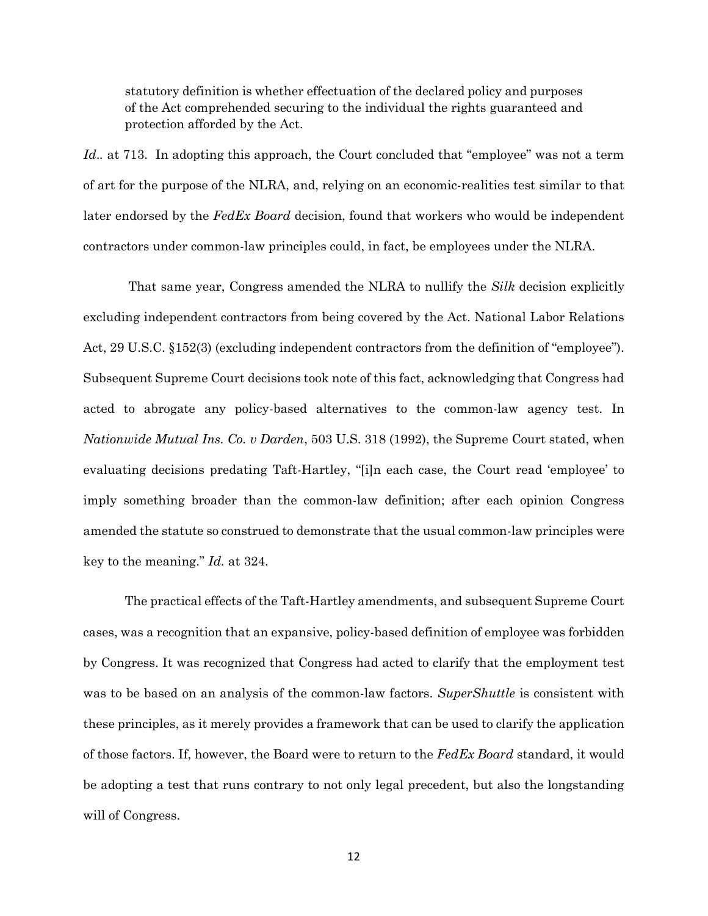> statutory definition is whether effectuation of the declared policy and purposes of the Act comprehended securing to the individual the rights guaranteed and protection afforded by the Act.

*Id*.. at 713. In adopting this approach, the Court concluded that "employee" was not a term of art for the purpose of the NLRA, and, relying on an economic-realities test similar to that later endorsed by the *FedEx Board* decision, found that workers who would be independent contractors under common-law principles could, in fact, be employees under the NLRA.

That same year, Congress amended the NLRA to nullify the *Silk* decision explicitly excluding independent contractors from being covered by the Act. National Labor Relations Act, 29 U.S.C. §152(3) (excluding independent contractors from the definition of "employee"). Subsequent Supreme Court decisions took note of this fact, acknowledging that Congress had acted to abrogate any policy-based alternatives to the common-law agency test. In *Nationwide Mutual Ins. Co. v Darden*, 503 U.S. 318 (1992), the Supreme Court stated, when evaluating decisions predating Taft-Hartley, "[i]n each case, the Court read 'employee' to imply something broader than the common-law definition; after each opinion Congress amended the statute so construed to demonstrate that the usual common-law principles were key to the meaning." *Id.* at 324.

The practical effects of the Taft-Hartley amendments, and subsequent Supreme Court cases, was a recognition that an expansive, policy-based definition of employee was forbidden by Congress. It was recognized that Congress had acted to clarify that the employment test was to be based on an analysis of the common-law factors. *SuperShuttle* is consistent with these principles, as it merely provides a framework that can be used to clarify the application of those factors. If, however, the Board were to return to the *FedEx Board* standard, it would be adopting a test that runs contrary to not only legal precedent, but also the longstanding will of Congress.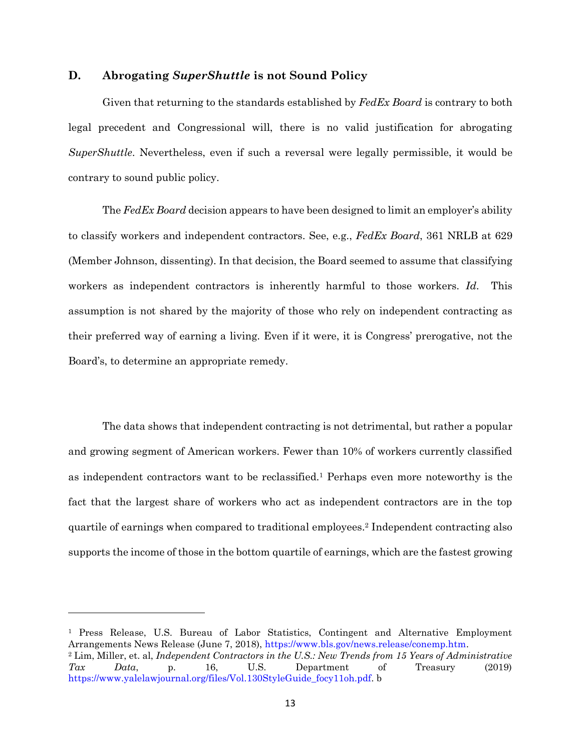### D. Abrogating *SuperShuttle* is not Sound Policy

Given that returning to the standards established by *FedEx Board* is contrary to both legal precedent and Congressional will, there is no valid justification for abrogating *SuperShuttle*. Nevertheless, even if such a reversal were legally permissible, it would be contrary to sound public policy.

The *FedEx Board* decision appears to have been designed to limit an employer's ability to classify workers and independent contractors. See, e.g., *FedEx Board*, 361 NRLB at 629 (Member Johnson, dissenting). In that decision, the Board seemed to assume that classifying workers as independent contractors is inherently harmful to those workers. *Id*. This assumption is not shared by the majority of those who rely on independent contracting as their preferred way of earning a living. Even if it were, it is Congress' prerogative, not the Board's, to determine an appropriate remedy.

The data shows that independent contracting is not detrimental, but rather a popular and growing segment of American workers. Fewer than 10% of workers currently classified as independent contractors want to be reclassified.[1] Perhaps even more noteworthy is the fact that the largest share of workers who act as independent contractors are in the top quartile of earnings when compared to traditional employees.[2] Independent contracting also supports the income of those in the bottom quartile of earnings, which are the fastest growing

---

[1] Press Release, U.S. Bureau of Labor Statistics, Contingent and Alternative Employment Arrangements News Release (June 7, 2018), https://www.bls.gov/news.release/conemp.htm.

[2] Lim, Miller, et. al, *Independent Contractors in the U.S.: New Trends from 15 Years of Administrative Tax Data*, p. 16, U.S. Department of Treasury (2019) https://www.yalelawjournal.org/files/Vol.130StyleGuide_focy11oh.pdf. b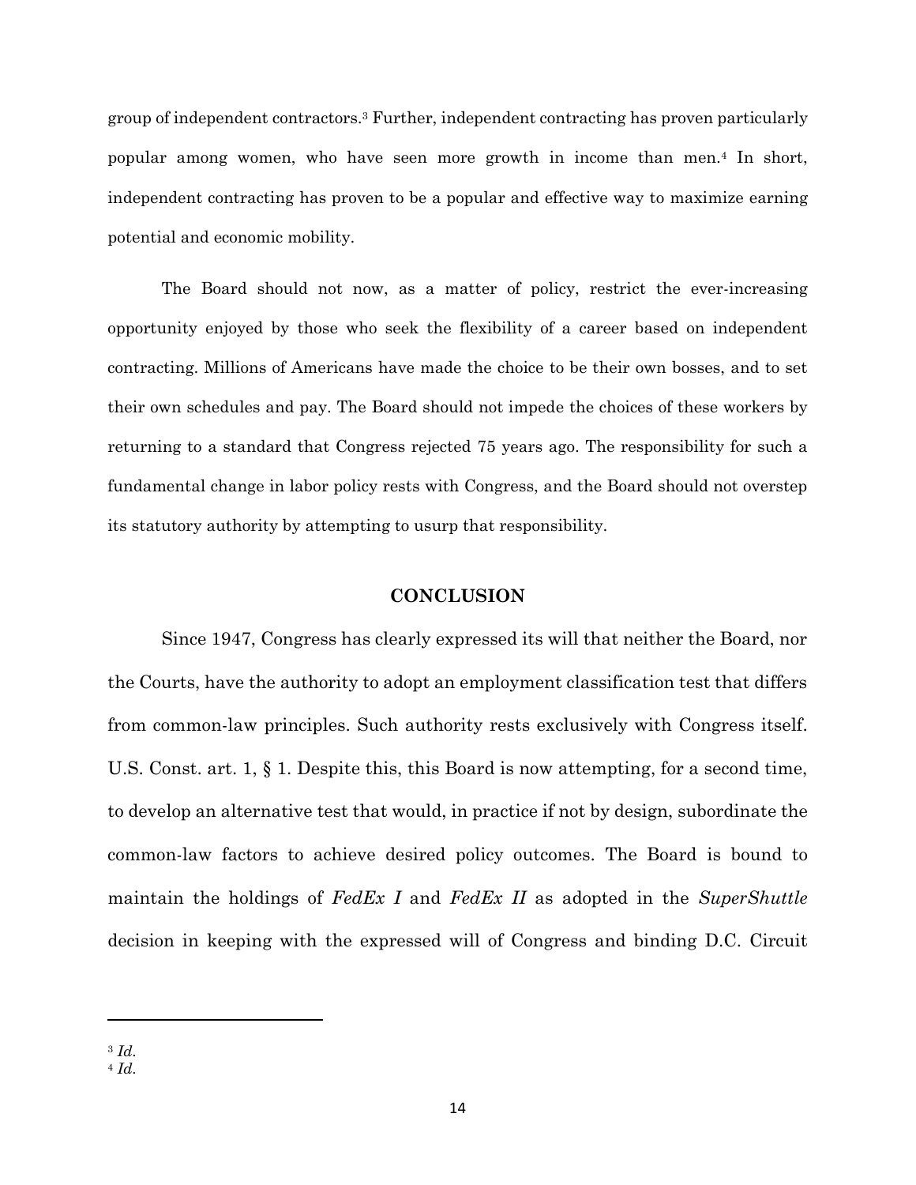group of independent contractors.[3] Further, independent contracting has proven particularly popular among women, who have seen more growth in income than men.[4] In short, independent contracting has proven to be a popular and effective way to maximize earning potential and economic mobility.

The Board should not now, as a matter of policy, restrict the ever-increasing opportunity enjoyed by those who seek the flexibility of a career based on independent contracting. Millions of Americans have made the choice to be their own bosses, and to set their own schedules and pay. The Board should not impede the choices of these workers by returning to a standard that Congress rejected 75 years ago. The responsibility for such a fundamental change in labor policy rests with Congress, and the Board should not overstep its statutory authority by attempting to usurp that responsibility.

## CONCLUSION

Since 1947, Congress has clearly expressed its will that neither the Board, nor the Courts, have the authority to adopt an employment classification test that differs from common-law principles. Such authority rests exclusively with Congress itself. U.S. Const. art. 1, § 1. Despite this, this Board is now attempting, for a second time, to develop an alternative test that would, in practice if not by design, subordinate the common-law factors to achieve desired policy outcomes. The Board is bound to maintain the holdings of *FedEx I* and *FedEx II* as adopted in the *SuperShuttle* decision in keeping with the expressed will of Congress and binding D.C. Circuit

---

[3] *Id.*

[4] *Id.*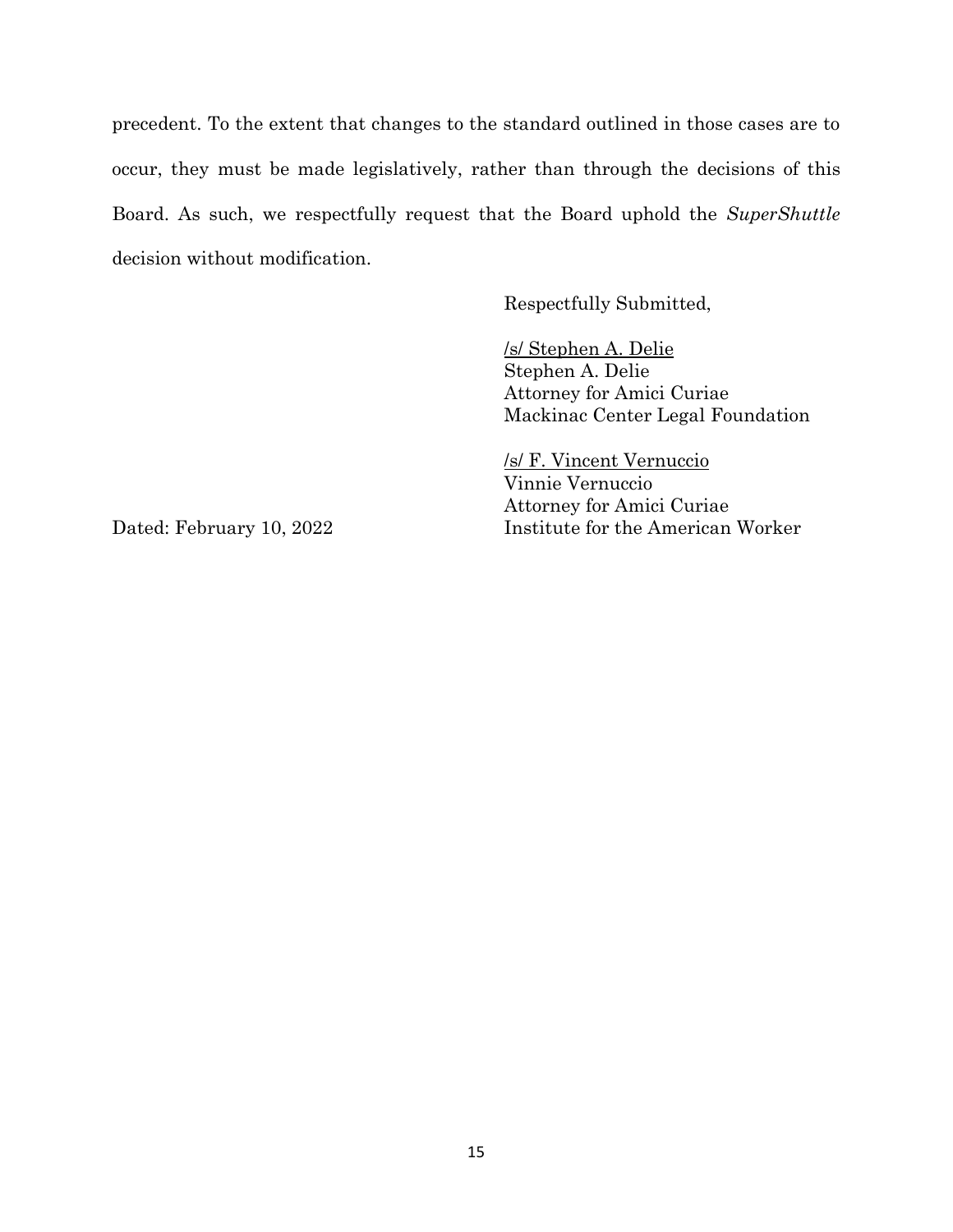precedent. To the extent that changes to the standard outlined in those cases are to occur, they must be made legislatively, rather than through the decisions of this Board. As such, we respectfully request that the Board uphold the *SuperShuttle* decision without modification.

Respectfully Submitted,

/s/ Stephen A. Delie
Stephen A. Delie
Attorney for Amici Curiae
Mackinac Center Legal Foundation

/s/ F. Vincent Vernuccio
Vinnie Vernuccio
Attorney for Amici Curiae
Institute for the American Worker

Dated: February 10, 2022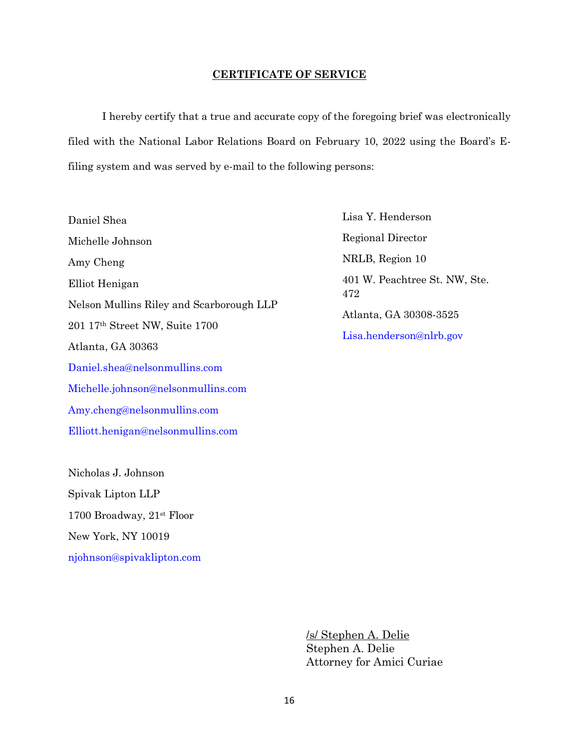**CERTIFICATE OF SERVICE**

I hereby certify that a true and accurate copy of the foregoing brief was electronically filed with the National Labor Relations Board on February 10, 2022 using the Board's E-filing system and was served by e-mail to the following persons:

Daniel Shea
Michelle Johnson
Amy Cheng
Elliot Henigan
Nelson Mullins Riley and Scarborough LLP
201 17th Street NW, Suite 1700
Atlanta, GA 30363
Daniel.shea@nelsonmullins.com
Michelle.johnson@nelsonmullins.com
Amy.cheng@nelsonmullins.com
Elliott.henigan@nelsonmullins.com

Nicholas J. Johnson
Spivak Lipton LLP
1700 Broadway, 21st Floor
New York, NY 10019
njohnson@spivaklipton.com

Lisa Y. Henderson
Regional Director
NRLB, Region 10
401 W. Peachtree St. NW, Ste. 472
Atlanta, GA 30308-3525
Lisa.henderson@nlrb.gov

/s/ Stephen A. Delie
Stephen A. Delie
Attorney for Amici Curiae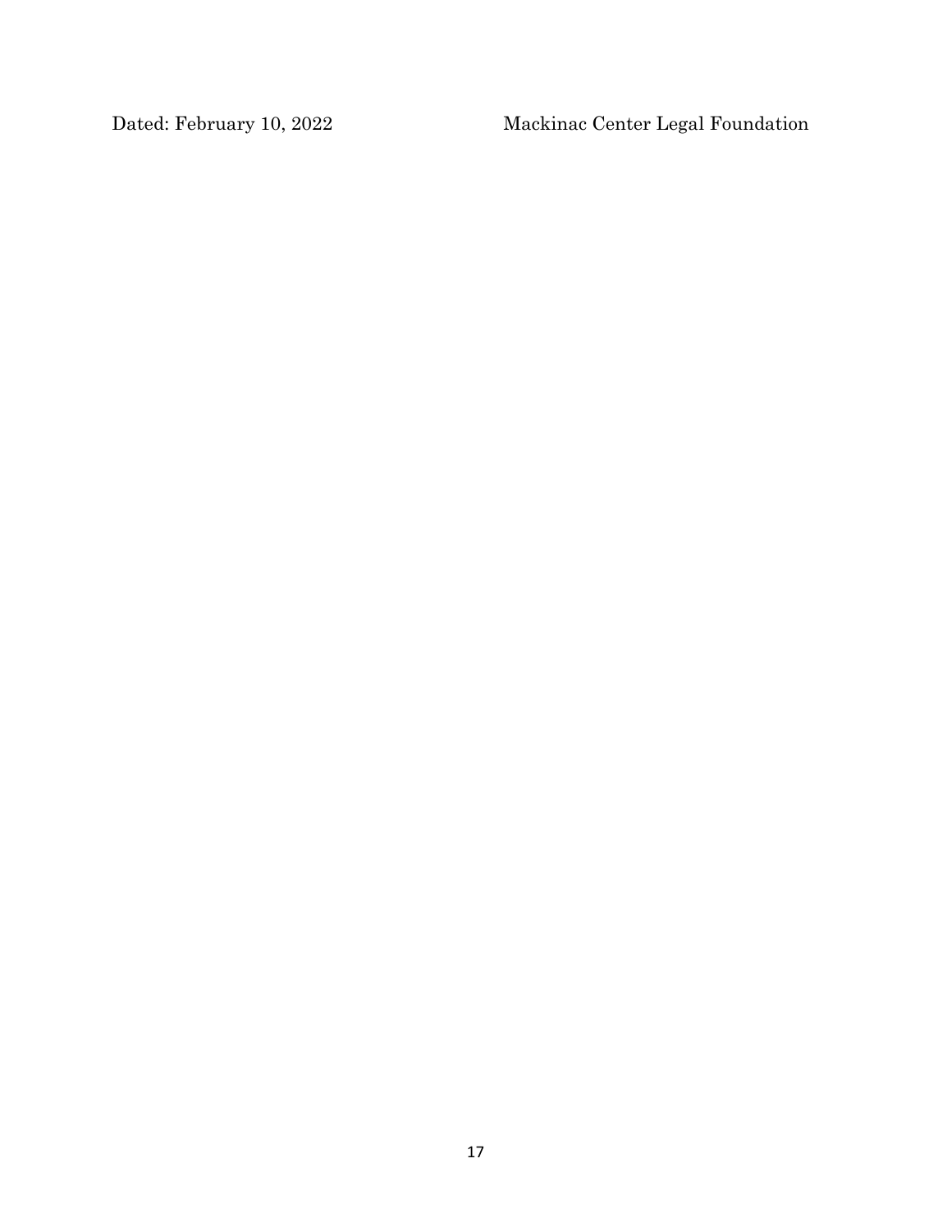Dated: February 10, 2022 Mackinac Center Legal Foundation